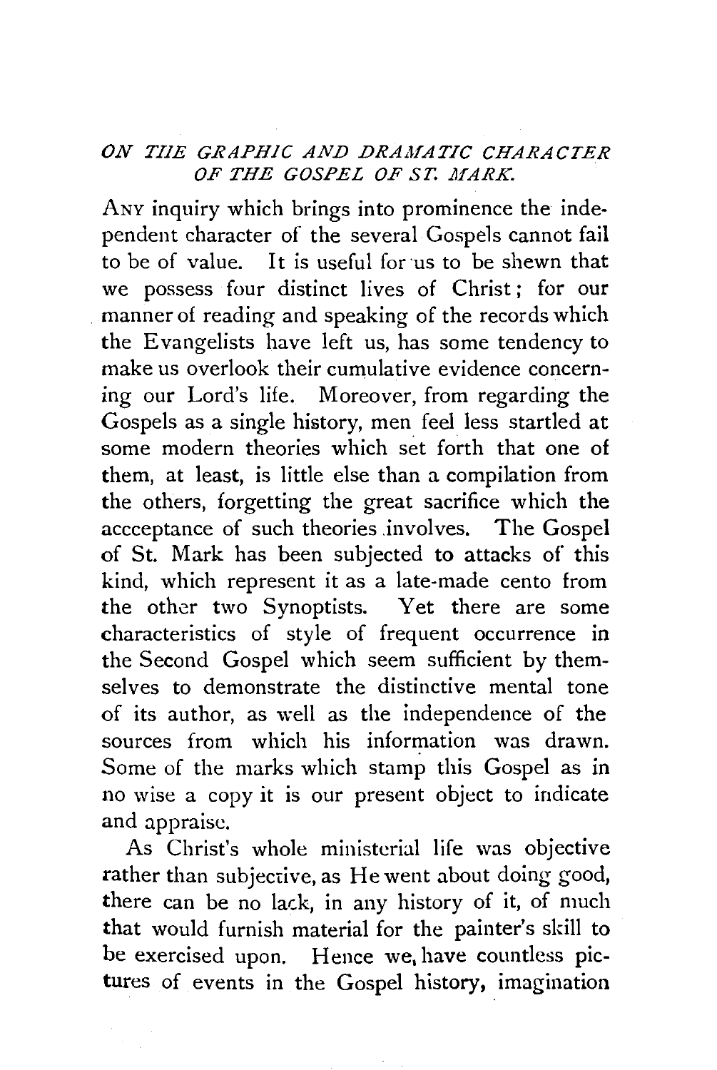## *ON THE GRAPHIC AND DRAMATIC CHARACTER OF THE GOSPEL OF ST. MARK.*

ANY inquiry which brings into prominence the independent character of the several Gospels cannot fail to be of value. It is useful for us to be shewn that we possess four distinct lives of Christ; for our manner of reading and speaking of the records which the Evangelists have left us, has some tendency to make us overlook their cumulative evidence concerning our Lord's life. Moreover, from regarding the Gospels as a single history, men feel less startled at some modern theories which set forth that one of them, at least, is little else than a compilation from the others, forgetting the great sacrifice which the accceptance of such theories involves. The Gospel of St. Mark has been subjected to attacks of this kind, which represent it as a late-made cento from the other two Synoptists. Yet there are some characteristics of style of frequent occurrence in the Second Gospel which seem sufficient by themselves to demonstrate the distinctive mental tone of its author, as well as the independence of the sources from which his information was drawn. Some of the marks which stamp this Gospel as in no wise a copy it is our present object to indicate and appraise.

As Christ's whole ministerial life was objective rather than subjective, as He went about doing good, there can be no lack, in any history of it, of much that would furnish material for the painter's skill to be exercised upon. Hence we, have countless pictures of events in the Gospel history, imagination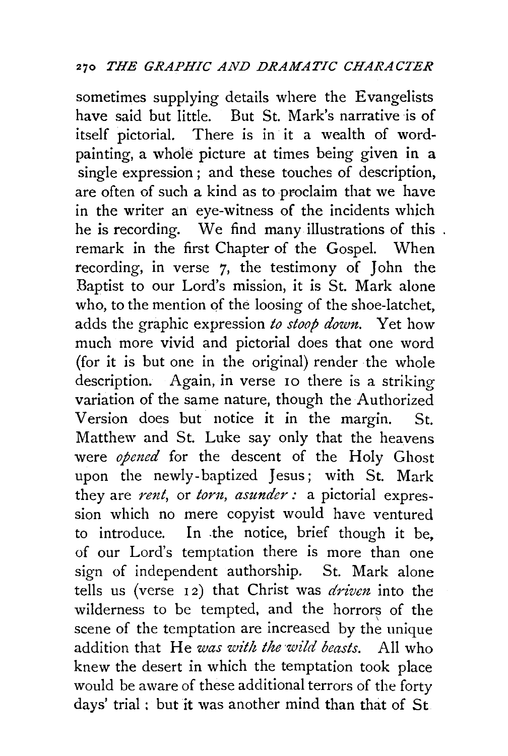sometimes supplying details where the Evangelists have said but little. But St. Mark's narrative is of itself pictorial. There is in it a wealth of word-painting, a whole picture at times being given in a single expression; and these touches of description, are often of such a kind as to proclaim that we have in the writer an eye-witness of the incidents which he is recording. We find many illustrations of this remark in the first Chapter of the Gospel. When recording, in verse 7, the testimony of John the Baptist to our Lord's mission, it is St. Mark alone who, to the mention of the loosing of the shoe-latchet, adds the graphic expression *to stoop down*. Yet how much more vivid and pictorial does that one word (for it is but one in the original) render the whole description. Again, in verse 10 there is a striking variation of the same nature, though the Authorized Version does but notice it in the margin. St. Matthew and St. Luke say only that the heavens were *opened* for the descent of the Holy Ghost upon the newly-baptized Jesus; with St. Mark they are *rent*, or *torn, asunder*: a pictorial expression which no mere copyist would have ventured to introduce. In the notice, brief though it be, of our Lord's temptation there is more than one sign of independent authorship. St. Mark alone tells us (verse 12) that Christ was *driven* into the wilderness to be tempted, and the horrors of the scene of the temptation are increased by the unique addition that He *was with the wild beasts*. All who knew the desert in which the temptation took place would be aware of these additional terrors of the forty days' trial; but it was another mind than that of St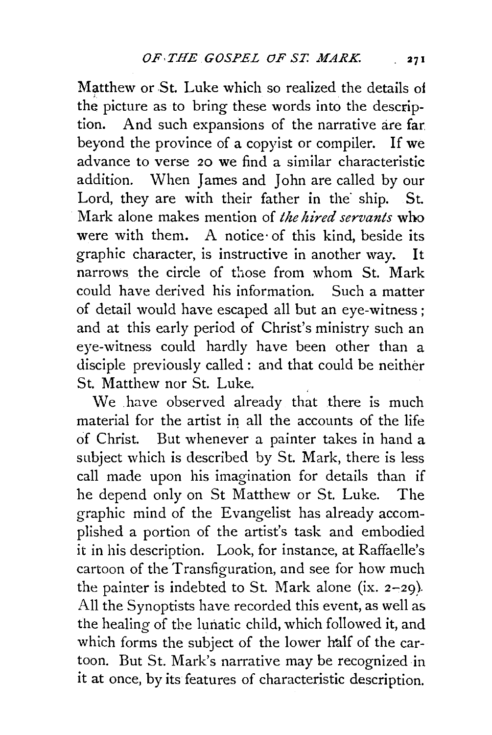Matthew or St. Luke which so realized the details of the picture as to bring these words into the description. And such expansions of the narrative are far beyond the province of a copyist or compiler. If we advance to verse 20 we find a similar characteristic addition. When James and John are called by our Lord, they are with their father in the ship. St. Mark alone makes mention of *the hired servants* who were with them. A notice of this kind, beside its graphic character, is instructive in another way. It narrows the circle of those from whom St. Mark could have derived his information. Such a matter of detail would have escaped all but an eye-witness; and at this early period of Christ's ministry such an eye-witness could hardly have been other than a disciple previously called: and that could be neither St. Matthew nor St. Luke.

We have observed already that there is much material for the artist in all the accounts of the life of Christ. But whenever a painter takes in hand a subject which is described by St. Mark, there is less call made upon his imagination for details than if he depend only on St Matthew or St. Luke. The graphic mind of the Evangelist has already accomplished a portion of the artist's task and embodied it in his description. Look, for instance, at Raffaelle's cartoon of the Transfiguration, and see for how much the painter is indebted to St. Mark alone (ix. 2–29). All the Synoptists have recorded this event, as well as the healing of the lunatic child, which followed it, and which forms the subject of the lower half of the cartoon. But St. Mark's narrative may be recognized in it at once, by its features of characteristic description.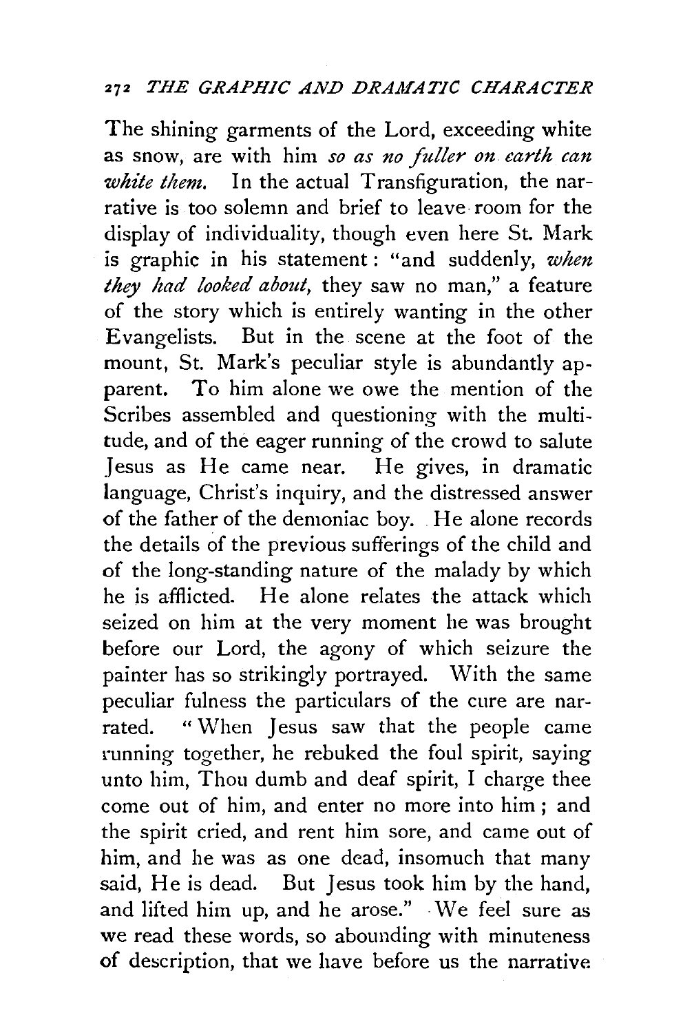The shining garments of the Lord, exceeding white as snow, are with him *so as no fuller on earth can white them.* In the actual Transfiguration, the narrative is too solemn and brief to leave room for the display of individuality, though even here St. Mark is graphic in his statement: "and suddenly, *when they had looked about,* they saw no man," a feature of the story which is entirely wanting in the other Evangelists. But in the scene at the foot of the mount, St. Mark's peculiar style is abundantly apparent. To him alone we owe the mention of the Scribes assembled and questioning with the multitude, and of the eager running of the crowd to salute Jesus as He came near. He gives, in dramatic language, Christ's inquiry, and the distressed answer of the father of the demoniac boy. He alone records the details of the previous sufferings of the child and of the long-standing nature of the malady by which he is afflicted. He alone relates the attack which seized on him at the very moment he was brought before our Lord, the agony of which seizure the painter has so strikingly portrayed. With the same peculiar fulness the particulars of the cure are narrated. "When Jesus saw that the people came running together, he rebuked the foul spirit, saying unto him, Thou dumb and deaf spirit, I charge thee come out of him, and enter no more into him; and the spirit cried, and rent him sore, and came out of him, and he was as one dead, insomuch that many said, He is dead. But Jesus took him by the hand, and lifted him up, and he arose." We feel sure as we read these words, so abounding with minuteness of description, that we have before us the narrative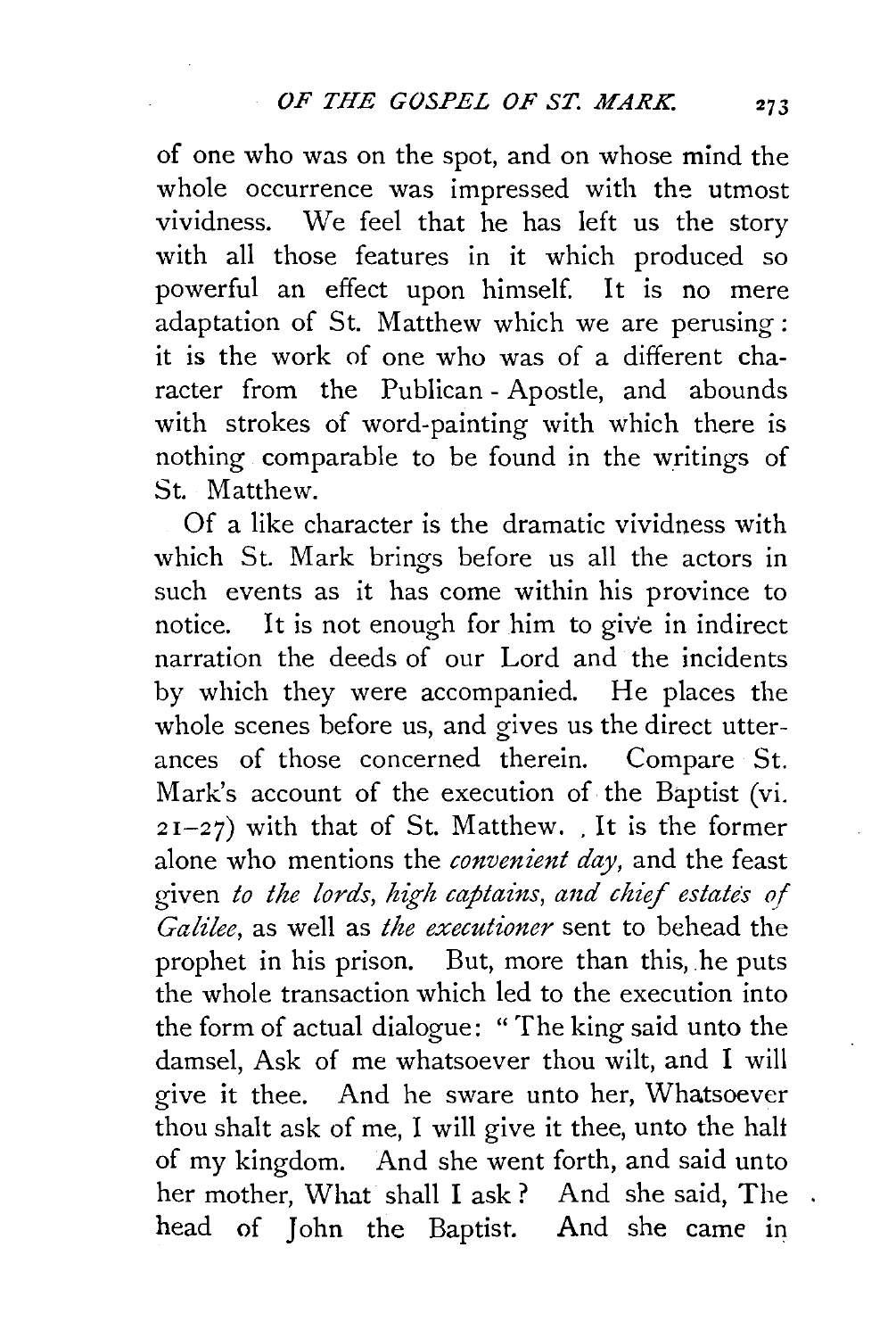of one who was on the spot, and on whose mind the whole occurrence was impressed with the utmost vividness. We feel that he has left us the story with all those features in it which produced so powerful an effect upon himself. It is no mere adaptation of St. Matthew which we are perusing: it is the work of one who was of a different character from the Publican - Apostle, and abounds with strokes of word-painting with which there is nothing comparable to be found in the writings of St. Matthew.

Of a like character is the dramatic vividness with which St. Mark brings before us all the actors in such events as it has come within his province to notice. It is not enough for him to give in indirect narration the deeds of our Lord and the incidents by which they were accompanied. He places the whole scenes before us, and gives us the direct utterances of those concerned therein. Compare St. Mark's account of the execution of the Baptist (vi. 21–27) with that of St. Matthew. It is the former alone who mentions the *convenient day,* and the feast given *to the lords, high captains, and chief estates of Galilee,* as well as *the executioner* sent to behead the prophet in his prison. But, more than this, he puts the whole transaction which led to the execution into the form of actual dialogue: "The king said unto the damsel, Ask of me whatsoever thou wilt, and I will give it thee. And he sware unto her, Whatsoever thou shalt ask of me, I will give it thee, unto the halt of my kingdom. And she went forth, and said unto her mother, What shall I ask? And she said, The head of John the Baptist. And she came in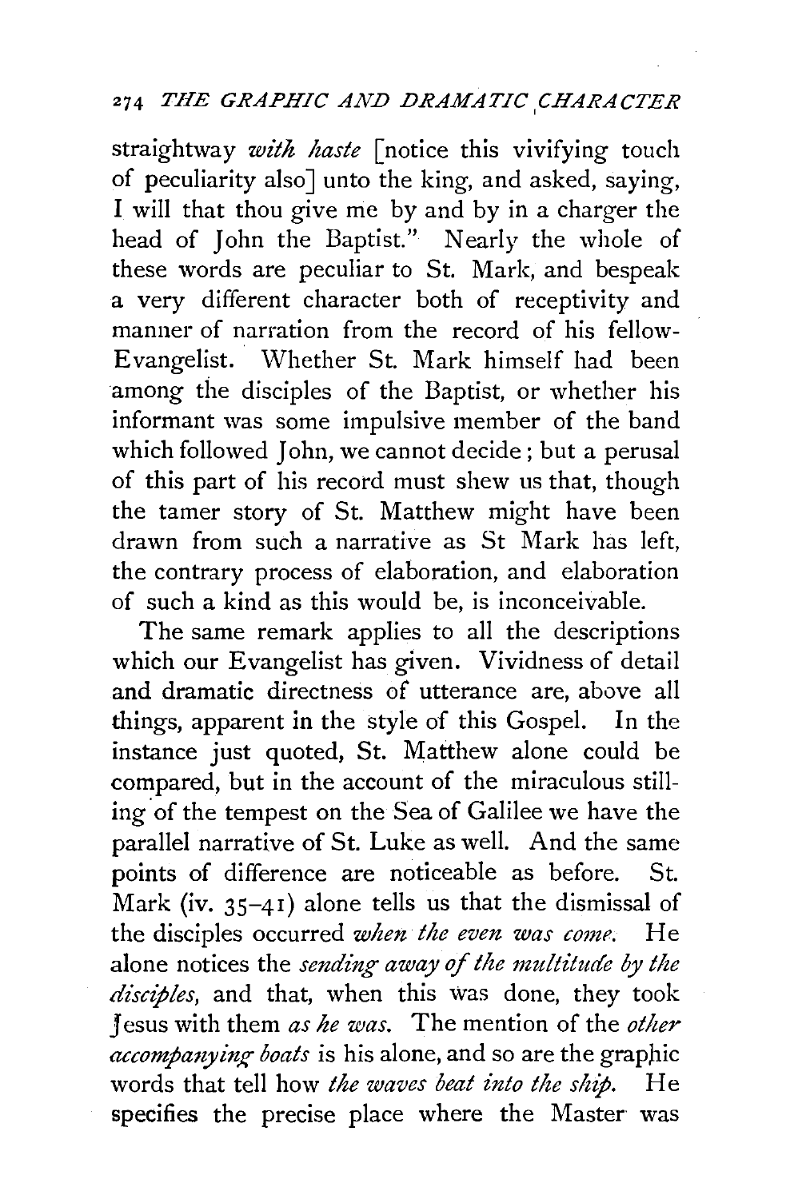straightway *with haste* [notice this vivifying touch of peculiarity also] unto the king, and asked, saying, I will that thou give me by and by in a charger the head of John the Baptist." Nearly the whole of these words are peculiar to St. Mark, and bespeak a very different character both of receptivity and manner of narration from the record of his fellow-Evangelist. Whether St. Mark himself had been among the disciples of the Baptist, or whether his informant was some impulsive member of the band which followed John, we cannot decide; but a perusal of this part of his record must shew us that, though the tamer story of St. Matthew might have been drawn from such a narrative as St Mark has left, the contrary process of elaboration, and elaboration of such a kind as this would be, is inconceivable.

The same remark applies to all the descriptions which our Evangelist has given. Vividness of detail and dramatic directness of utterance are, above all things, apparent in the style of this Gospel. In the instance just quoted, St. Matthew alone could be compared, but in the account of the miraculous stilling of the tempest on the Sea of Galilee we have the parallel narrative of St. Luke as well. And the same points of difference are noticeable as before. St. Mark (iv. 35–41) alone tells us that the dismissal of the disciples occurred *when the even was come*. He alone notices the *sending away of the multitude by the disciples*, and that, when this was done, they took Jesus with them *as he was*. The mention of the *other accompanying boats* is his alone, and so are the graphic words that tell how *the waves beat into the ship*. He specifies the precise place where the Master was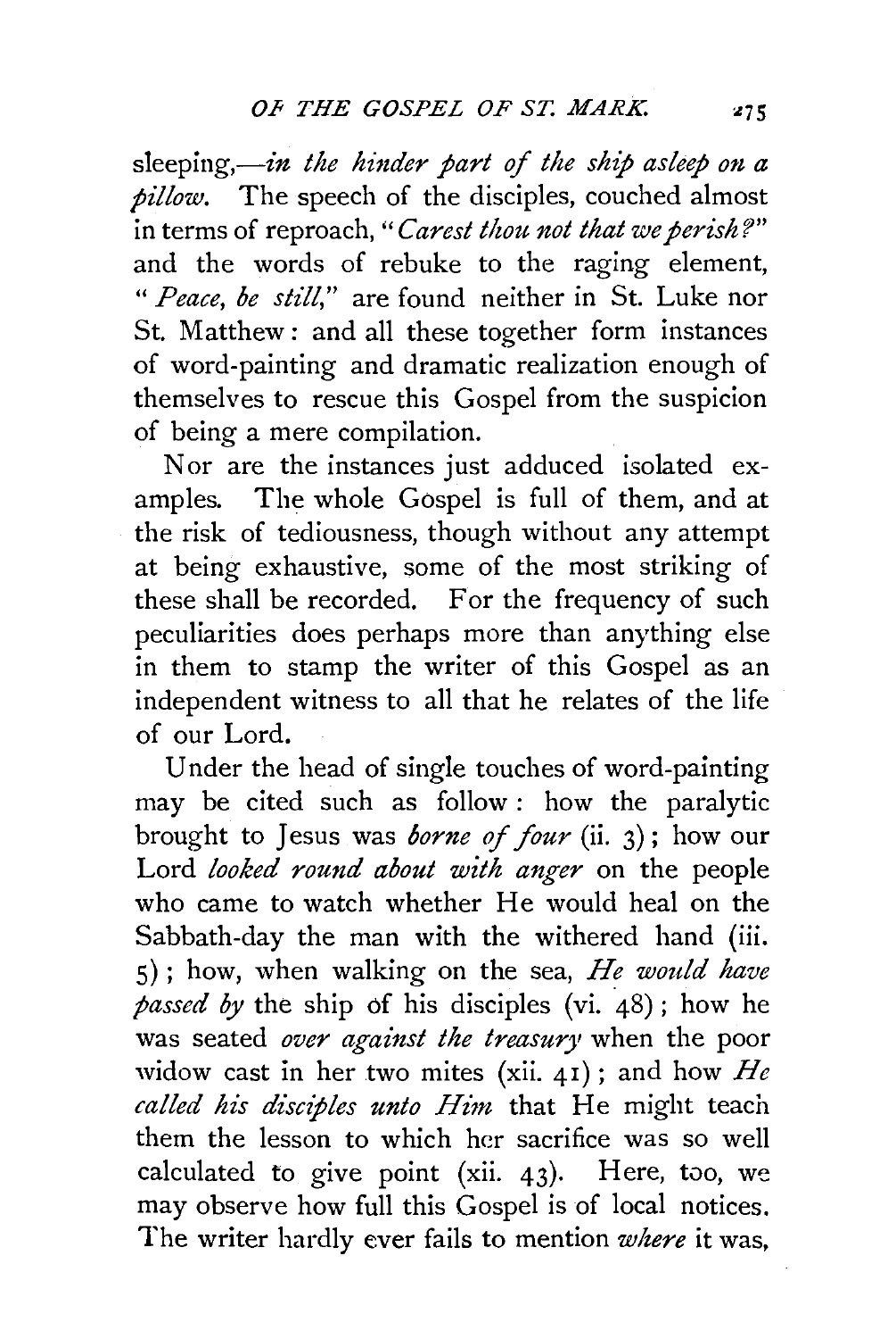sleeping,—*in the hinder part of the ship asleep on a pillow.* The speech of the disciples, couched almost in terms of reproach, "*Carest thou not that we perish?*" and the words of rebuke to the raging element, "*Peace, be still,*" are found neither in St. Luke nor St. Matthew: and all these together form instances of word-painting and dramatic realization enough of themselves to rescue this Gospel from the suspicion of being a mere compilation.

Nor are the instances just adduced isolated examples. The whole Gospel is full of them, and at the risk of tediousness, though without any attempt at being exhaustive, some of the most striking of these shall be recorded. For the frequency of such peculiarities does perhaps more than anything else in them to stamp the writer of this Gospel as an independent witness to all that he relates of the life of our Lord.

Under the head of single touches of word-painting may be cited such as follow: how the paralytic brought to Jesus was *borne of four* (ii. 3); how our Lord *looked round about with anger* on the people who came to watch whether He would heal on the Sabbath-day the man with the withered hand (iii. 5); how, when walking on the sea, *He would have passed by* the ship of his disciples (vi. 48); how he was seated *over against the treasury* when the poor widow cast in her two mites (xii. 41); and how *He called his disciples unto Him* that He might teach them the lesson to which her sacrifice was so well calculated to give point (xii. 43). Here, too, we may observe how full this Gospel is of local notices. The writer hardly ever fails to mention *where* it was,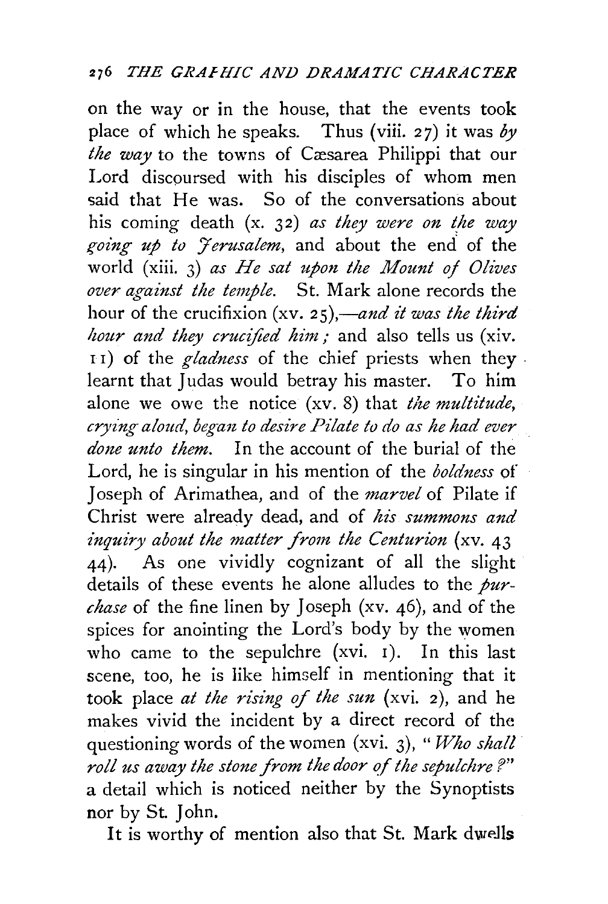on the way or in the house, that the events took place of which he speaks. Thus (viii. 27) it was *by the way* to the towns of Cæsarea Philippi that our Lord discoursed with his disciples of whom men said that He was. So of the conversations about his coming death (x. 32) *as they were on the way going up to Jerusalem*, and about the end of the world (xiii. 3) *as He sat upon the Mount of Olives over against the temple.* St. Mark alone records the hour of the crucifixion (xv. 25),—*and it was the third hour and they crucified him;* and also tells us (xiv. 11) of the *gladness* of the chief priests when they learnt that Judas would betray his master. To him alone we owe the notice (xv. 8) that *the multitude, crying aloud, began to desire Pilate to do as he had ever done unto them.* In the account of the burial of the Lord, he is singular in his mention of the *boldness* of Joseph of Arimathea, and of the *marvel* of Pilate if Christ were already dead, and of *his summons and inquiry about the matter from the Centurion* (xv. 43 44). As one vividly cognizant of all the slight details of these events he alone alludes to the *purchase* of the fine linen by Joseph (xv. 46), and of the spices for anointing the Lord's body by the women who came to the sepulchre (xvi. 1). In this last scene, too, he is like himself in mentioning that it took place *at the rising of the sun* (xvi. 2), and he makes vivid the incident by a direct record of the questioning words of the women (xvi. 3), "*Who shall roll us away the stone from the door of the sepulchre?*" a detail which is noticed neither by the Synoptists nor by St. John.

It is worthy of mention also that St. Mark dwells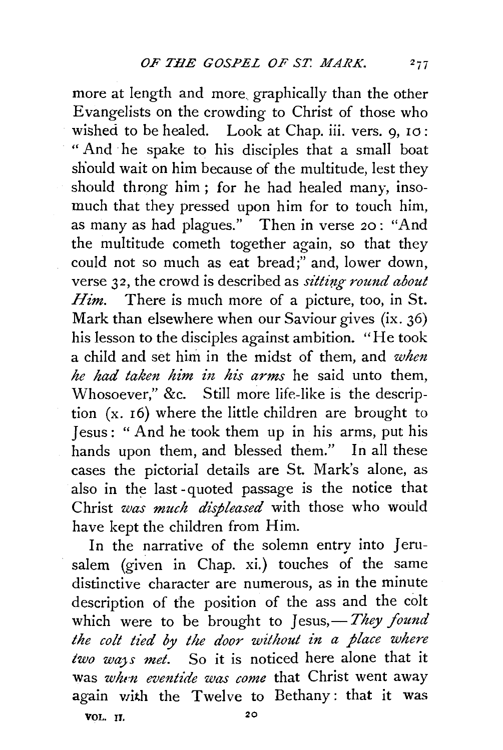more at length and more graphically than the other Evangelists on the crowding to Christ of those who wished to be healed. Look at Chap. iii. vers. 9, 10: "And he spake to his disciples that a small boat should wait on him because of the multitude, lest they should throng him; for he had healed many, insomuch that they pressed upon him for to touch him, as many as had plagues." Then in verse 20: "And the multitude cometh together again, so that they could not so much as eat bread;" and, lower down, verse 32, the crowd is described as *sitting round about Him*. There is much more of a picture, too, in St. Mark than elsewhere when our Saviour gives (ix. 36) his lesson to the disciples against ambition. "He took a child and set him in the midst of them, and *when he had taken him in his arms* he said unto them, Whosoever," &c. Still more life-like is the description (x. 16) where the little children are brought to Jesus: "And he took them up in his arms, put his hands upon them, and blessed them." In all these cases the pictorial details are St. Mark's alone, as also in the last-quoted passage is the notice that Christ *was much displeased* with those who would have kept the children from Him.

In the narrative of the solemn entry into Jerusalem (given in Chap. xi.) touches of the same distinctive character are numerous, as in the minute description of the position of the ass and the colt which were to be brought to Jesus,—*They found the colt tied by the door without in a place where two ways met.* So it is noticed here alone that it was *when eventide was come* that Christ went away again with the Twelve to Bethany: that it was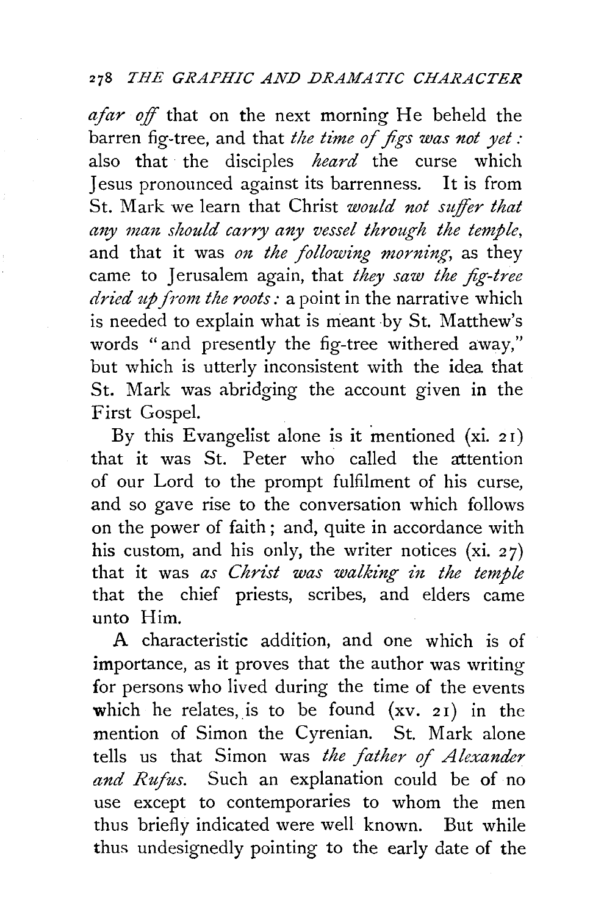*afar off* that on the next morning He beheld the barren fig-tree, and that *the time of figs was not yet*: also that the disciples *heard* the curse which Jesus pronounced against its barrenness. It is from St. Mark we learn that Christ *would not suffer that any man should carry any vessel through the temple*, and that it was *on the following morning*, as they came to Jerusalem again, that *they saw the fig-tree dried up from the roots*: a point in the narrative which is needed to explain what is meant by St. Matthew's words "and presently the fig-tree withered away," but which is utterly inconsistent with the idea that St. Mark was abridging the account given in the First Gospel.

By this Evangelist alone is it mentioned (xi. 21) that it was St. Peter who called the attention of our Lord to the prompt fulfilment of his curse, and so gave rise to the conversation which follows on the power of faith; and, quite in accordance with his custom, and his only, the writer notices (xi. 27) that it was *as Christ was walking in the temple* that the chief priests, scribes, and elders came unto Him.

A characteristic addition, and one which is of importance, as it proves that the author was writing for persons who lived during the time of the events which he relates, is to be found (xv. 21) in the mention of Simon the Cyrenian. St. Mark alone tells us that Simon was *the father of Alexander and Rufus*. Such an explanation could be of no use except to contemporaries to whom the men thus briefly indicated were well known. But while thus undesignedly pointing to the early date of the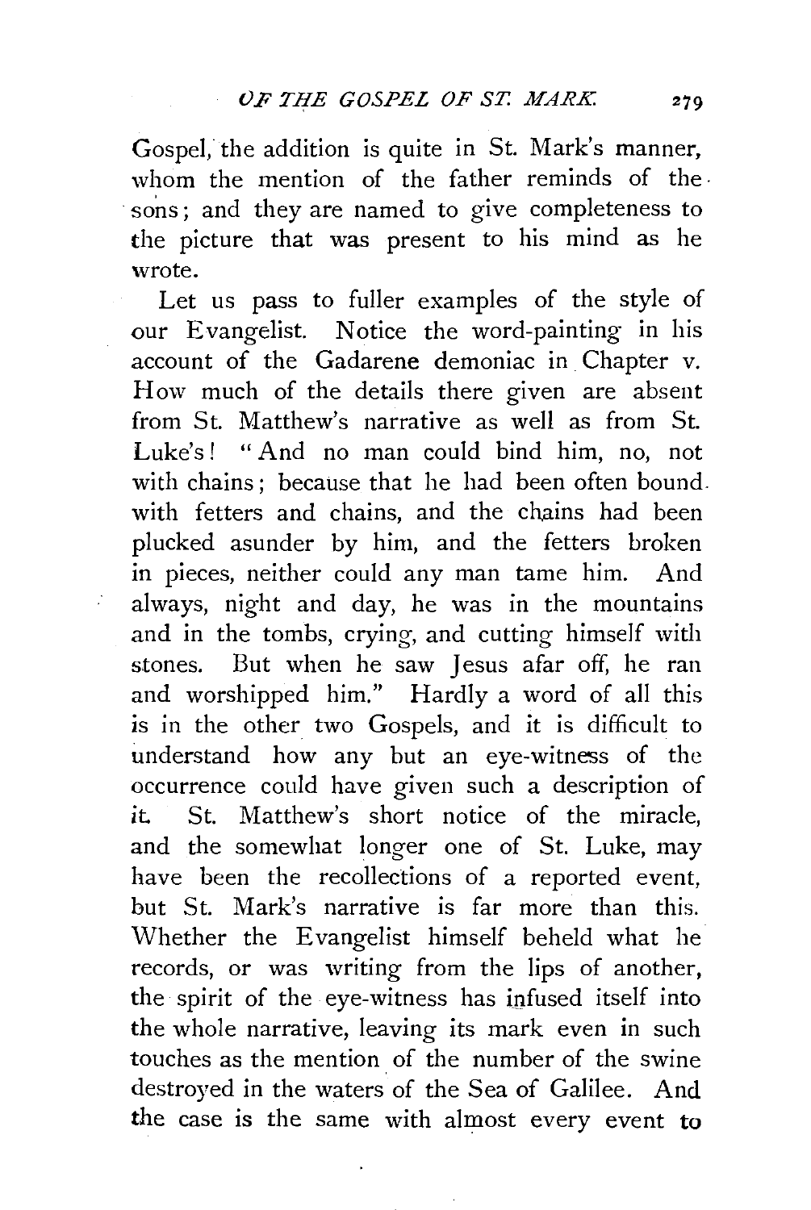Gospel, the addition is quite in St. Mark's manner, whom the mention of the father reminds of the sons; and they are named to give completeness to the picture that was present to his mind as he wrote.

Let us pass to fuller examples of the style of our Evangelist. Notice the word-painting in his account of the Gadarene demoniac in Chapter v. How much of the details there given are absent from St. Matthew's narrative as well as from St. Luke's! "And no man could bind him, no, not with chains; because that he had been often bound with fetters and chains, and the chains had been plucked asunder by him, and the fetters broken in pieces, neither could any man tame him. And always, night and day, he was in the mountains and in the tombs, crying, and cutting himself with stones. But when he saw Jesus afar off, he ran and worshipped him." Hardly a word of all this is in the other two Gospels, and it is difficult to understand how any but an eye-witness of the occurrence could have given such a description of it. St. Matthew's short notice of the miracle, and the somewhat longer one of St. Luke, may have been the recollections of a reported event, but St. Mark's narrative is far more than this. Whether the Evangelist himself beheld what he records, or was writing from the lips of another, the spirit of the eye-witness has infused itself into the whole narrative, leaving its mark even in such touches as the mention of the number of the swine destroyed in the waters of the Sea of Galilee. And the case is the same with almost every event to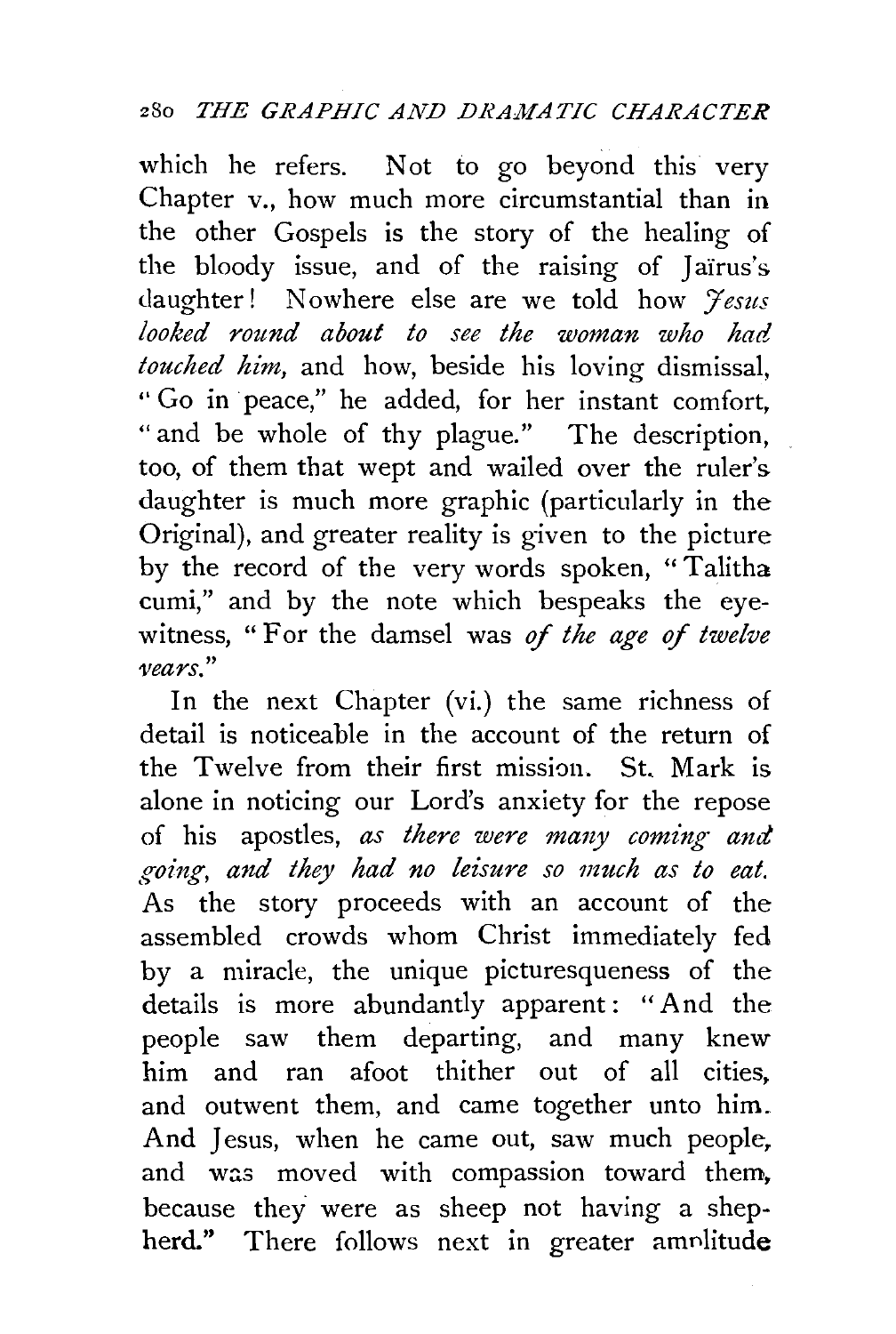which he refers. Not to go beyond this very Chapter v., how much more circumstantial than in the other Gospels is the story of the healing of the bloody issue, and of the raising of Jaïrus's daughter! Nowhere else are we told how *Jesus looked round about to see the woman who had touched him*, and how, beside his loving dismissal, "Go in peace," he added, for her instant comfort, "and be whole of thy plague." The description, too, of them that wept and wailed over the ruler's daughter is much more graphic (particularly in the Original), and greater reality is given to the picture by the record of the very words spoken, "Talitha cumi," and by the note which bespeaks the eye-witness, "For the damsel was *of the age of twelve years*."

In the next Chapter (vi.) the same richness of detail is noticeable in the account of the return of the Twelve from their first mission. St. Mark is alone in noticing our Lord's anxiety for the repose of his apostles, *as there were many coming and going, and they had no leisure so much as to eat.* As the story proceeds with an account of the assembled crowds whom Christ immediately fed by a miracle, the unique picturesqueness of the details is more abundantly apparent: "And the people saw them departing, and many knew him and ran afoot thither out of all cities, and outwent them, and came together unto him. And Jesus, when he came out, saw much people, and was moved with compassion toward them, because they were as sheep not having a shepherd." There follows next in greater amplitude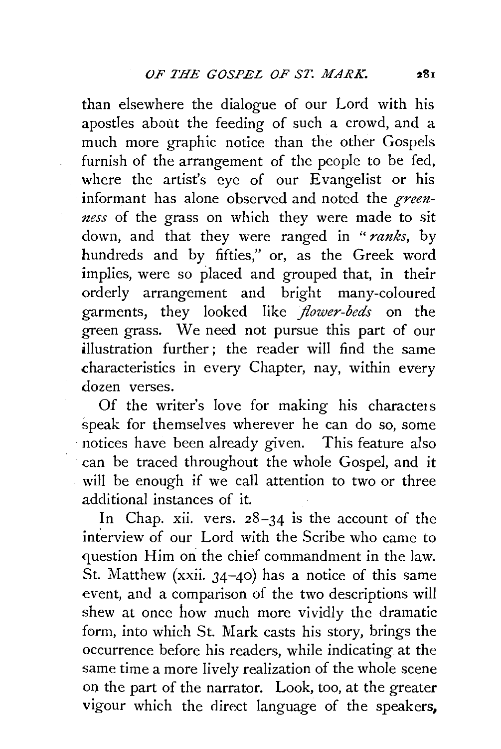than elsewhere the dialogue of our Lord with his apostles about the feeding of such a crowd, and a much more graphic notice than the other Gospels furnish of the arrangement of the people to be fed, where the artist's eye of our Evangelist or his informant has alone observed and noted the *greenness* of the grass on which they were made to sit down, and that they were ranged in "*ranks*, by hundreds and by fifties," or, as the Greek word implies, were so placed and grouped that, in their orderly arrangement and bright many-coloured garments, they looked like *flower-beds* on the green grass. We need not pursue this part of our illustration further; the reader will find the same characteristics in every Chapter, nay, within every dozen verses.

Of the writer's love for making his characteis speak for themselves wherever he can do so, some notices have been already given. This feature also can be traced throughout the whole Gospel, and it will be enough if we call attention to two or three additional instances of it.

In Chap. xii. vers. 28–34 is the account of the interview of our Lord with the Scribe who came to question Him on the chief commandment in the law. St. Matthew (xxii. 34–40) has a notice of this same event, and a comparison of the two descriptions will shew at once how much more vividly the dramatic form, into which St. Mark casts his story, brings the occurrence before his readers, while indicating at the same time a more lively realization of the whole scene on the part of the narrator. Look, too, at the greater vigour which the direct language of the speakers,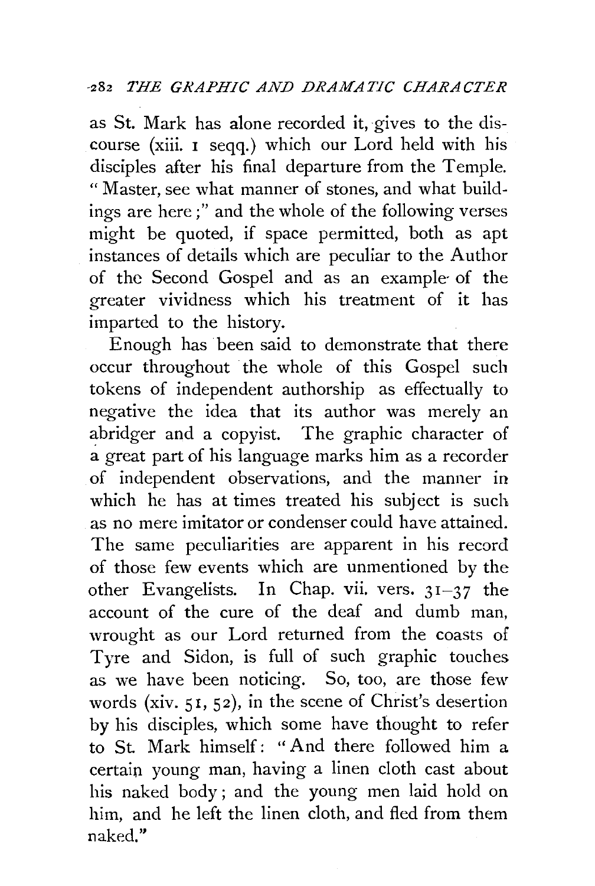as St. Mark has alone recorded it, gives to the discourse (xiii. 1 seqq.) which our Lord held with his disciples after his final departure from the Temple. "Master, see what manner of stones, and what buildings are here;" and the whole of the following verses might be quoted, if space permitted, both as apt instances of details which are peculiar to the Author of the Second Gospel and as an example of the greater vividness which his treatment of it has imparted to the history.

Enough has been said to demonstrate that there occur throughout the whole of this Gospel such tokens of independent authorship as effectually to negative the idea that its author was merely an abridger and a copyist. The graphic character of a great part of his language marks him as a recorder of independent observations, and the manner in which he has at times treated his subject is such as no mere imitator or condenser could have attained. The same peculiarities are apparent in his record of those few events which are unmentioned by the other Evangelists. In Chap. vii. vers. 31–37 the account of the cure of the deaf and dumb man, wrought as our Lord returned from the coasts of Tyre and Sidon, is full of such graphic touches as we have been noticing. So, too, are those few words (xiv. 51, 52), in the scene of Christ's desertion by his disciples, which some have thought to refer to St. Mark himself: "And there followed him a certain young man, having a linen cloth cast about his naked body; and the young men laid hold on him, and he left the linen cloth, and fled from them naked."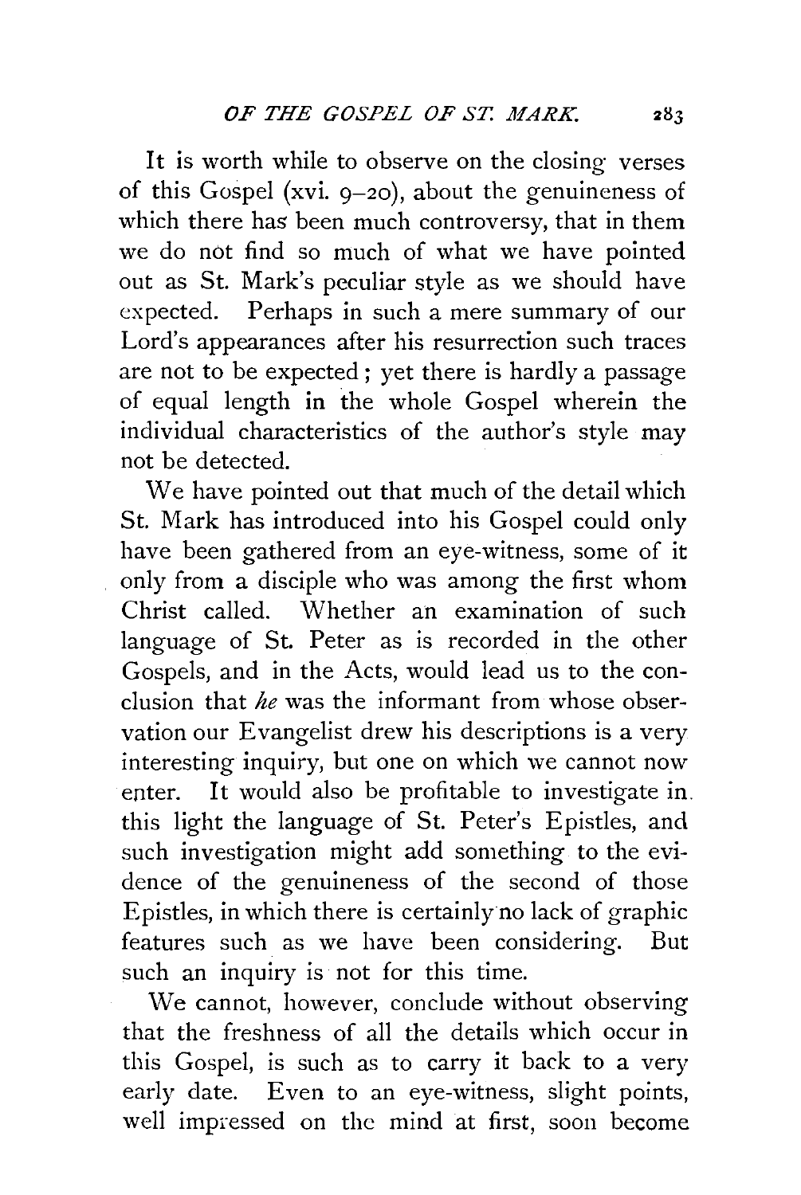It is worth while to observe on the closing verses of this Gospel (xvi. 9–20), about the genuineness of which there has been much controversy, that in them we do not find so much of what we have pointed out as St. Mark's peculiar style as we should have expected. Perhaps in such a mere summary of our Lord's appearances after his resurrection such traces are not to be expected; yet there is hardly a passage of equal length in the whole Gospel wherein the individual characteristics of the author's style may not be detected.

We have pointed out that much of the detail which St. Mark has introduced into his Gospel could only have been gathered from an eye-witness, some of it only from a disciple who was among the first whom Christ called. Whether an examination of such language of St. Peter as is recorded in the other Gospels, and in the Acts, would lead us to the conclusion that *he* was the informant from whose observation our Evangelist drew his descriptions is a very interesting inquiry, but one on which we cannot now enter. It would also be profitable to investigate in this light the language of St. Peter's Epistles, and such investigation might add something to the evidence of the genuineness of the second of those Epistles, in which there is certainly no lack of graphic features such as we have been considering. But such an inquiry is not for this time.

We cannot, however, conclude without observing that the freshness of all the details which occur in this Gospel, is such as to carry it back to a very early date. Even to an eye-witness, slight points, well impressed on the mind at first, soon become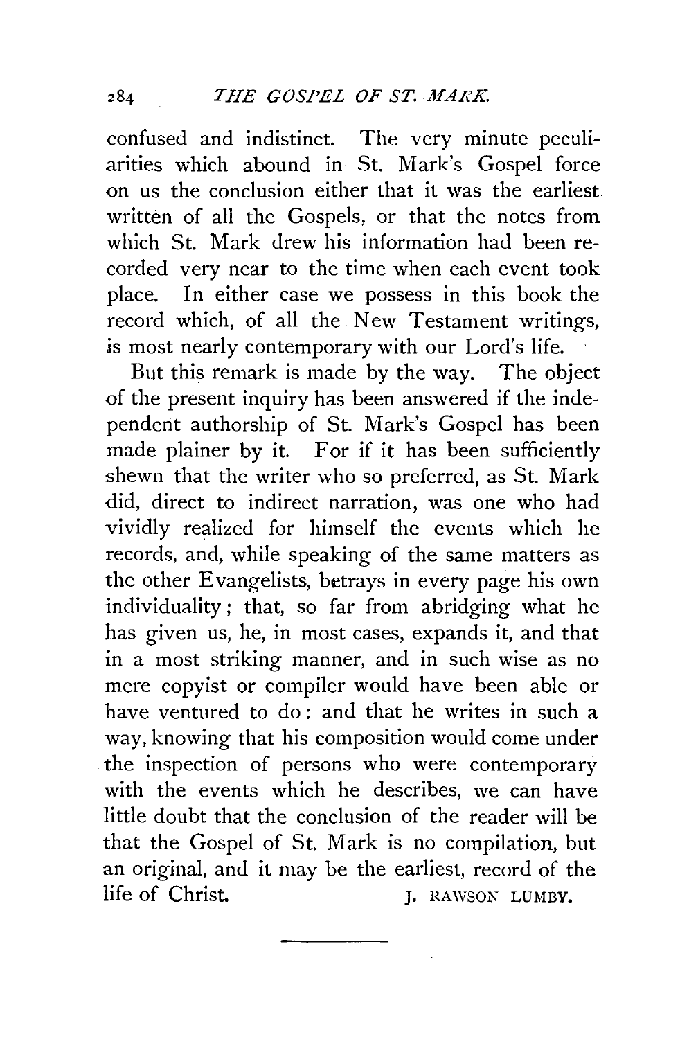confused and indistinct. The very minute peculiarities which abound in St. Mark's Gospel force on us the conclusion either that it was the earliest written of all the Gospels, or that the notes from which St. Mark drew his information had been recorded very near to the time when each event took place. In either case we possess in this book the record which, of all the New Testament writings, is most nearly contemporary with our Lord's life.

But this remark is made by the way. The object of the present inquiry has been answered if the independent authorship of St. Mark's Gospel has been made plainer by it. For if it has been sufficiently shewn that the writer who so preferred, as St. Mark did, direct to indirect narration, was one who had vividly realized for himself the events which he records, and, while speaking of the same matters as the other Evangelists, betrays in every page his own individuality; that, so far from abridging what he has given us, he, in most cases, expands it, and that in a most striking manner, and in such wise as no mere copyist or compiler would have been able or have ventured to do: and that he writes in such a way, knowing that his composition would come under the inspection of persons who were contemporary with the events which he describes, we can have little doubt that the conclusion of the reader will be that the Gospel of St. Mark is no compilation, but an original, and it may be the earliest, record of the life of Christ.

J. RAWSON LUMBY.